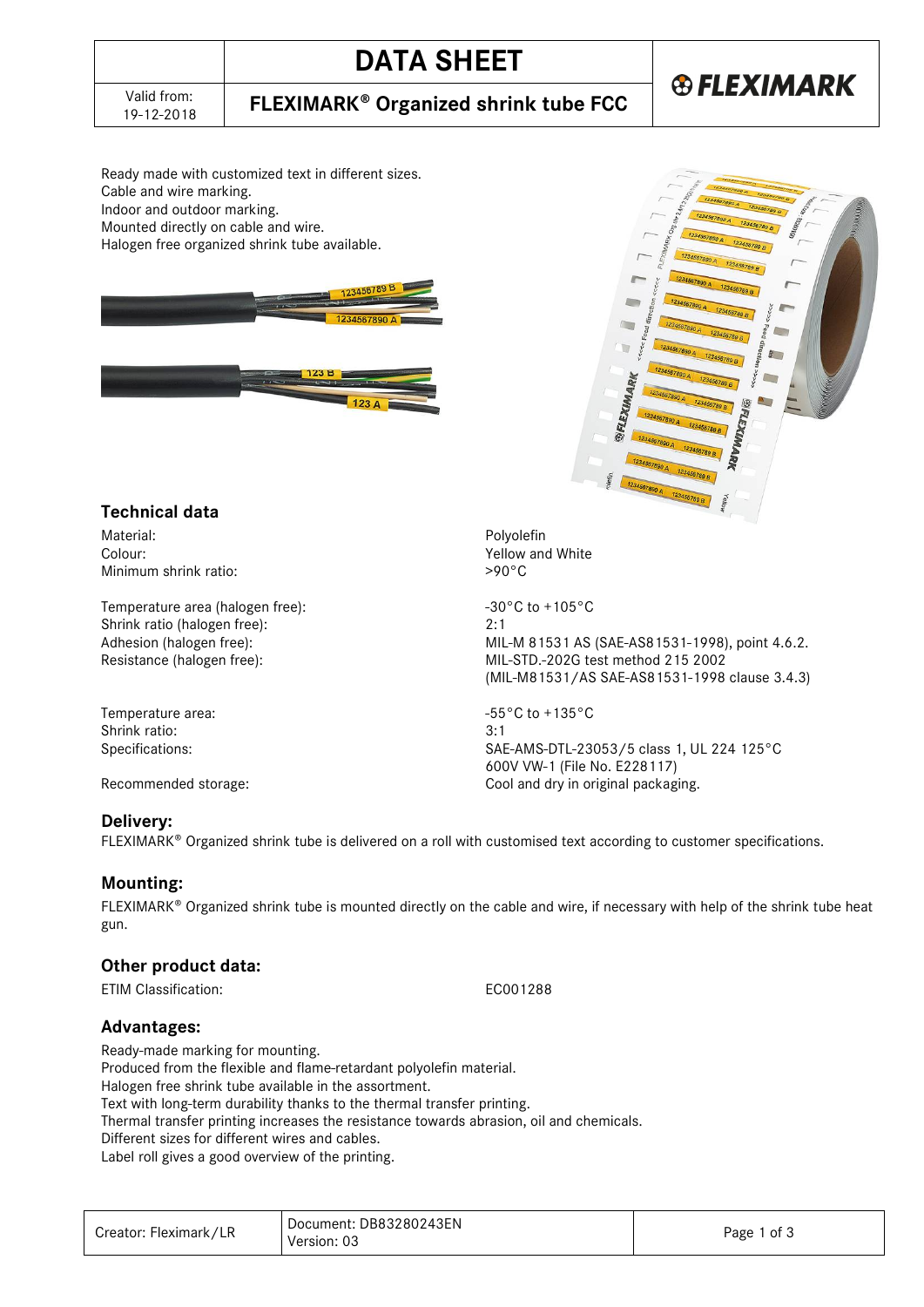# DATA SHEET

Valid from: 19-12-2018

## FLEXIMARK® Organized shrink tube FCC

Ready made with customized text in different sizes.
Cable and wire marking.
Indoor and outdoor marking.
Mounted directly on cable and wire.
Halogen free organized shrink tube available.

## Technical data

| | |
|---|---|
| Material: | Polyolefin |
| Colour: | Yellow and White |
| Minimum shrink ratio: | >90°C |
| | |
| Temperature area (halogen free): | -30°C to +105°C |
| Shrink ratio (halogen free): | 2:1 |
| Adhesion (halogen free): | MIL-M 81531 AS (SAE-AS81531-1998), point 4.6.2. |
| Resistance (halogen free): | MIL-STD.-202G test method 215 2002 (MIL-M81531/AS SAE-AS81531-1998 clause 3.4.3) |
| | |
| Temperature area: | -55°C to +135°C |
| Shrink ratio: | 3:1 |
| Specifications: | SAE-AMS-DTL-23053/5 class 1, UL 224 125°C 600V VW-1 (File No. E228117) |
| Recommended storage: | Cool and dry in original packaging. |

## Delivery:

FLEXIMARK® Organized shrink tube is delivered on a roll with customised text according to customer specifications.

## Mounting:

FLEXIMARK® Organized shrink tube is mounted directly on the cable and wire, if necessary with help of the shrink tube heat gun.

## Other product data:

| | |
|---|---|
| ETIM Classification: | EC001288 |

## Advantages:

Ready-made marking for mounting.
Produced from the flexible and flame-retardant polyolefin material.
Halogen free shrink tube available in the assortment.
Text with long-term durability thanks to the thermal transfer printing.
Thermal transfer printing increases the resistance towards abrasion, oil and chemicals.
Different sizes for different wires and cables.
Label roll gives a good overview of the printing.

Creator: Fleximark/LR | Document: DB83280243EN Version: 03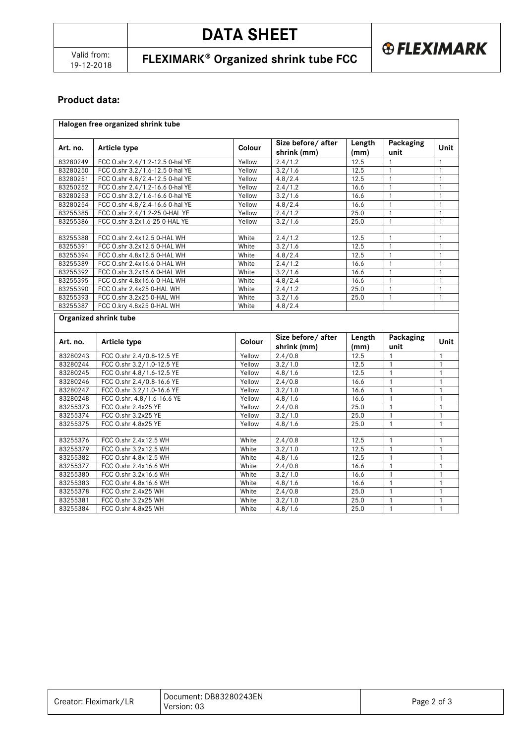## Product data:

| Halogen free organized shrink tube | | | | | | |
|---|---|---|---|---|---|---|
| **Art. no.** | **Article type** | **Colour** | **Size before/ after shrink (mm)** | **Length (mm)** | **Packaging unit** | **Unit** |
| 83280249 | FCC O.shr 2.4/1.2-12.5 0-hal YE | Yellow | 2.4/1.2 | 12.5 | 1 | 1 |
| 83280250 | FCC O.shr 3.2/1.6-12.5 0-hal YE | Yellow | 3.2/1.6 | 12.5 | 1 | 1 |
| 83280251 | FCC O.shr 4.8/2.4-12.5 0-hal YE | Yellow | 4.8/2.4 | 12.5 | 1 | 1 |
| 83250252 | FCC O.shr 2.4/1.2-16.6 0-hal YE | Yellow | 2.4/1.2 | 16.6 | 1 | 1 |
| 83280253 | FCC O.shr 3.2/1.6-16.6 0-hal YE | Yellow | 3.2/1.6 | 16.6 | 1 | 1 |
| 83280254 | FCC O.shr 4.8/2.4-16.6 0-hal YE | Yellow | 4.8/2.4 | 16.6 | 1 | 1 |
| 83255385 | FCC O.shr 2.4/1.2-25 0-HAL YE | Yellow | 2.4/1.2 | 25.0 | 1 | 1 |
| 83255386 | FCC O.shr 3.2x1.6-25 0-HAL YE | Yellow | 3.2/1.6 | 25.0 | 1 | 1 |
| | | | | | | |
| 83255388 | FCC O.shr 2.4x12.5 0-HAL WH | White | 2.4/1.2 | 12.5 | 1 | 1 |
| 83255391 | FCC O.shr 3.2x12.5 0-HAL WH | White | 3.2/1.6 | 12.5 | 1 | 1 |
| 83255394 | FCC O.shr 4.8x12.5 0-HAL WH | White | 4.8/2.4 | 12.5 | 1 | 1 |
| 83255389 | FCC O.shr 2.4x16.6 0-HAL WH | White | 2.4/1.2 | 16.6 | 1 | 1 |
| 83255392 | FCC O.shr 3.2x16.6 0-HAL WH | White | 3.2/1.6 | 16.6 | 1 | 1 |
| 83255395 | FCC O.shr 4.8x16.6 0-HAL WH | White | 4.8/2.4 | 16.6 | 1 | 1 |
| 83255390 | FCC O.shr 2.4x25 0-HAL WH | White | 2.4/1.2 | 25.0 | 1 | 1 |
| 83255393 | FCC O.shr 3.2x25 0-HAL WH | White | 3.2/1.6 | 25.0 | 1 | 1 |
| 83255387 | FCC O.kry 4.8x25 0-HAL WH | White | 4.8/2.4 | | | |

| Organized shrink tube | | | | | | |
|---|---|---|---|---|---|---|
| **Art. no.** | **Article type** | **Colour** | **Size before/ after shrink (mm)** | **Length (mm)** | **Packaging unit** | **Unit** |
| 83280243 | FCC O.shr 2.4/0.8-12.5 YE | Yellow | 2.4/0.8 | 12.5 | 1 | 1 |
| 83280244 | FCC O.shr 3.2/1.0-12.5 YE | Yellow | 3.2/1.0 | 12.5 | 1 | 1 |
| 83280245 | FCC O.shr 4.8/1.6-12.5 YE | Yellow | 4.8/1.6 | 12.5 | 1 | 1 |
| 83280246 | FCC O.shr 2.4/0.8-16.6 YE | Yellow | 2.4/0.8 | 16.6 | 1 | 1 |
| 83280247 | FCC O.shr 3.2/1.0-16.6 YE | Yellow | 3.2/1.0 | 16.6 | 1 | 1 |
| 83280248 | FCC O.shr. 4.8/1.6-16.6 YE | Yellow | 4.8/1.6 | 16.6 | 1 | 1 |
| 83255373 | FCC O.shr 2.4x25 YE | Yellow | 2.4/0.8 | 25.0 | 1 | 1 |
| 83255374 | FCC O.shr 3.2x25 YE | Yellow | 3.2/1.0 | 25.0 | 1 | 1 |
| 83255375 | FCC O.shr 4.8x25 YE | Yellow | 4.8/1.6 | 25.0 | 1 | 1 |
| | | | | | | |
| 83255376 | FCC O.shr 2.4x12.5 WH | White | 2.4/0.8 | 12.5 | 1 | 1 |
| 83255379 | FCC O.shr 3.2x12.5 WH | White | 3.2/1.0 | 12.5 | 1 | 1 |
| 83255382 | FCC O.shr 4.8x12.5 WH | White | 4.8/1.6 | 12.5 | 1 | 1 |
| 83255377 | FCC O.shr 2.4x16.6 WH | White | 2.4/0.8 | 16.6 | 1 | 1 |
| 83255380 | FCC O.shr 3.2x16.6 WH | White | 3.2/1.0 | 16.6 | 1 | 1 |
| 83255383 | FCC O.shr 4.8x16.6 WH | White | 4.8/1.6 | 16.6 | 1 | 1 |
| 83255378 | FCC O.shr 2.4x25 WH | White | 2.4/0.8 | 25.0 | 1 | 1 |
| 83255381 | FCC O.shr 3.2x25 WH | White | 3.2/1.0 | 25.0 | 1 | 1 |
| 83255384 | FCC O.shr 4.8x25 WH | White | 4.8/1.6 | 25.0 | 1 | 1 |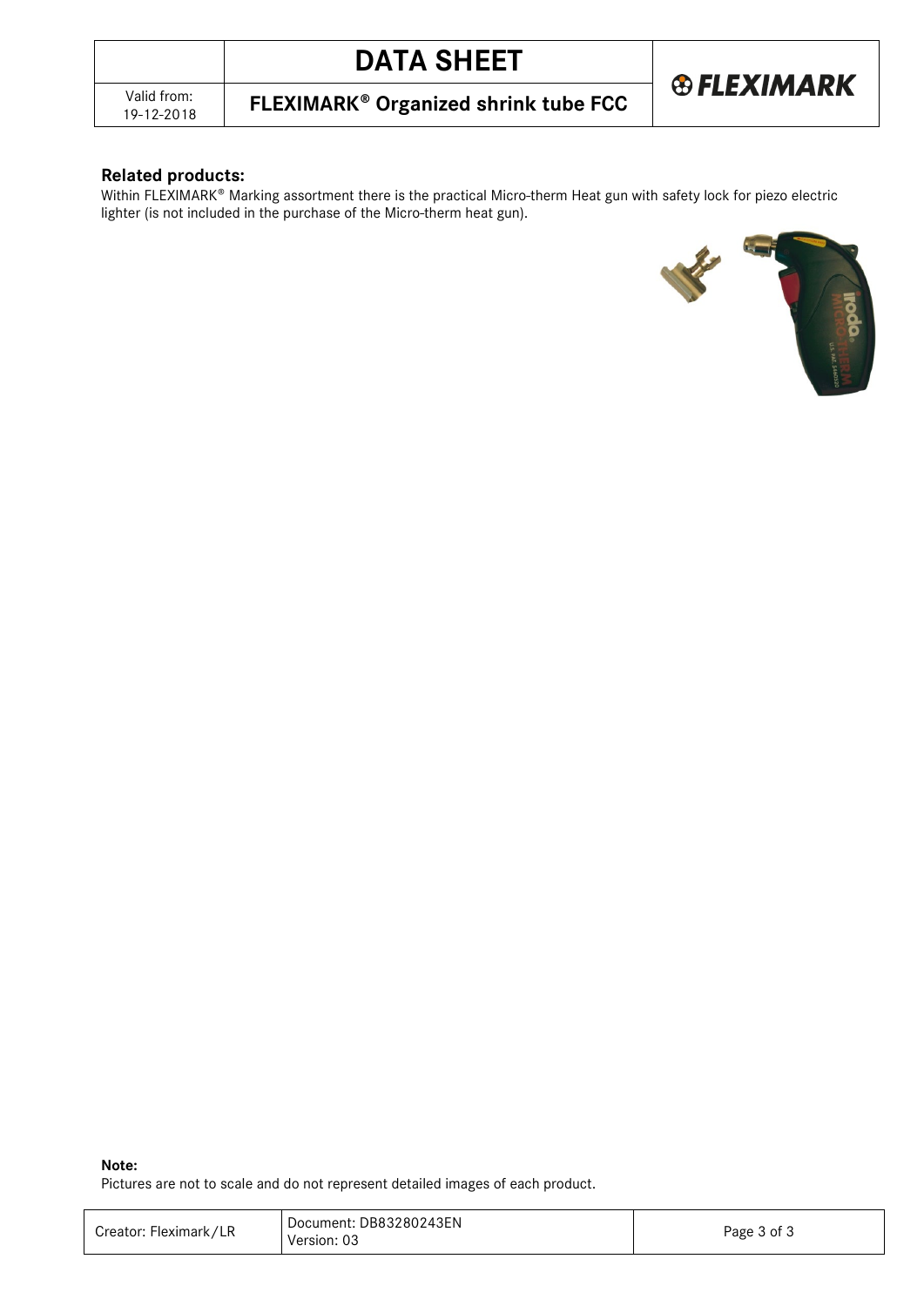**Related products:**

Within FLEXIMARK® Marking assortment there is the practical Micro-therm Heat gun with safety lock for piezo electric lighter (is not included in the purchase of the Micro-therm heat gun).

**Note:**

Pictures are not to scale and do not represent detailed images of each product.